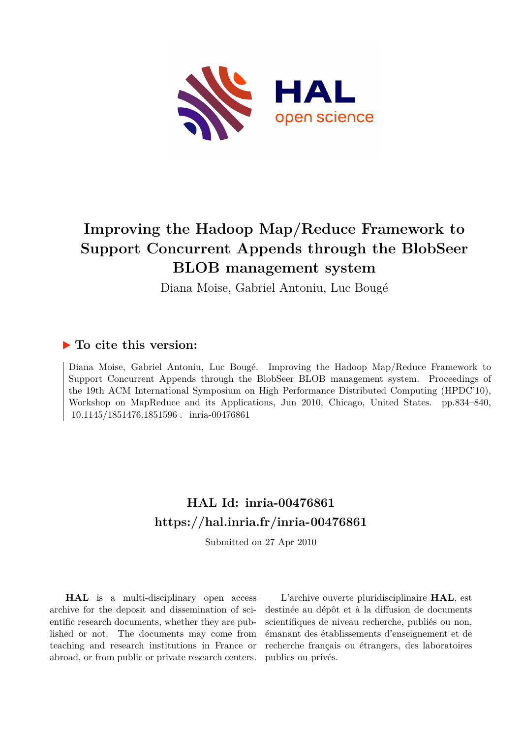# Improving the Hadoop Map/Reduce Framework to Support Concurrent Appends through the BlobSeer BLOB management system

Diana Moise, Gabriel Antoniu, Luc Bougé

## ▶ To cite this version:

Diana Moise, Gabriel Antoniu, Luc Bougé. Improving the Hadoop Map/Reduce Framework to Support Concurrent Appends through the BlobSeer BLOB management system. Proceedings of the 19th ACM International Symposium on High Performance Distributed Computing (HPDC'10), Workshop on MapReduce and its Applications, Jun 2010, Chicago, United States. pp.834–840, 10.1145/1851476.1851596. inria-00476861

## HAL Id: inria-00476861
## https://hal.inria.fr/inria-00476861

Submitted on 27 Apr 2010

**HAL** is a multi-disciplinary open access archive for the deposit and dissemination of scientific research documents, whether they are published or not. The documents may come from teaching and research institutions in France or abroad, or from public or private research centers.

L'archive ouverte pluridisciplinaire **HAL**, est destinée au dépôt et à la diffusion de documents scientifiques de niveau recherche, publiés ou non, émanant des établissements d'enseignement et de recherche français ou étrangers, des laboratoires publics ou privés.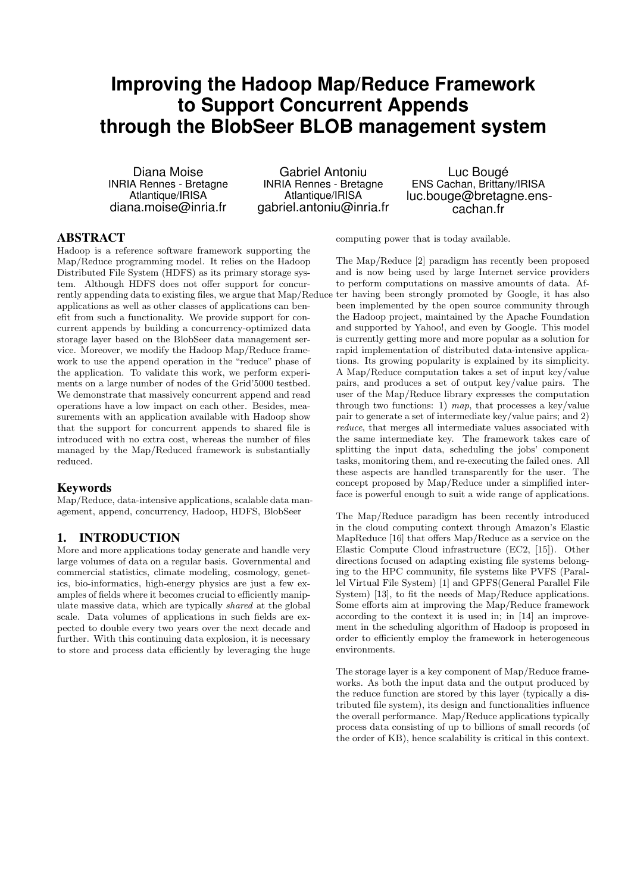# Improving the Hadoop Map/Reduce Framework to Support Concurrent Appends through the BlobSeer BLOB management system

Diana Moise
INRIA Rennes - Bretagne Atlantique/IRISA
diana.moise@inria.fr

Gabriel Antoniu
INRIA Rennes - Bretagne Atlantique/IRISA
gabriel.antoniu@inria.fr

Luc Bougé
ENS Cachan, Brittany/IRISA
luc.bouge@bretagne.ens-cachan.fr

## ABSTRACT

Hadoop is a reference software framework supporting the Map/Reduce programming model. It relies on the Hadoop Distributed File System (HDFS) as its primary storage system. Although HDFS does not offer support for concurrently appending data to existing files, we argue that Map/Reduce applications as well as other classes of applications can benefit from such a functionality. We provide support for concurrent appends by building a concurrency-optimized data storage layer based on the BlobSeer data management service. Moreover, we modify the Hadoop Map/Reduce framework to use the append operation in the "reduce" phase of the application. To validate this work, we perform experiments on a large number of nodes of the Grid'5000 testbed. We demonstrate that massively concurrent append and read operations have a low impact on each other. Besides, measurements with an application available with Hadoop show that the support for concurrent appends to shared file is introduced with no extra cost, whereas the number of files managed by the Map/Reduced framework is substantially reduced.

## Keywords

Map/Reduce, data-intensive applications, scalable data management, append, concurrency, Hadoop, HDFS, BlobSeer

## 1. INTRODUCTION

More and more applications today generate and handle very large volumes of data on a regular basis. Governmental and commercial statistics, climate modeling, cosmology, genetics, bio-informatics, high-energy physics are just a few examples of fields where it becomes crucial to efficiently manipulate massive data, which are typically *shared* at the global scale. Data volumes of applications in such fields are expected to double every two years over the next decade and further. With this continuing data explosion, it is necessary to store and process data efficiently by leveraging the huge computing power that is today available.

The Map/Reduce [2] paradigm has recently been proposed and is now being used by large Internet service providers to perform computations on massive amounts of data. After having been strongly promoted by Google, it has also been implemented by the open source community through the Hadoop project, maintained by the Apache Foundation and supported by Yahoo!, and even by Google. This model is currently getting more and more popular as a solution for rapid implementation of distributed data-intensive applications. Its growing popularity is explained by its simplicity. A Map/Reduce computation takes a set of input key/value pairs, and produces a set of output key/value pairs. The user of the Map/Reduce library expresses the computation through two functions: 1) *map*, that processes a key/value pair to generate a set of intermediate key/value pairs; and 2) *reduce*, that merges all intermediate values associated with the same intermediate key. The framework takes care of splitting the input data, scheduling the jobs' component tasks, monitoring them, and re-executing the failed ones. All these aspects are handled transparently for the user. The concept proposed by Map/Reduce under a simplified interface is powerful enough to suit a wide range of applications.

The Map/Reduce paradigm has been recently introduced in the cloud computing context through Amazon's Elastic MapReduce [16] that offers Map/Reduce as a service on the Elastic Compute Cloud infrastructure (EC2, [15]). Other directions focused on adapting existing file systems belonging to the HPC community, file systems like PVFS (Parallel Virtual File System) [1] and GPFS(General Parallel File System) [13], to fit the needs of Map/Reduce applications. Some efforts aim at improving the Map/Reduce framework according to the context it is used in; in [14] an improvement in the scheduling algorithm of Hadoop is proposed in order to efficiently employ the framework in heterogeneous environments.

The storage layer is a key component of Map/Reduce frameworks. As both the input data and the output produced by the reduce function are stored by this layer (typically a distributed file system), its design and functionalities influence the overall performance. Map/Reduce applications typically process data consisting of up to billions of small records (of the order of KB), hence scalability is critical in this context.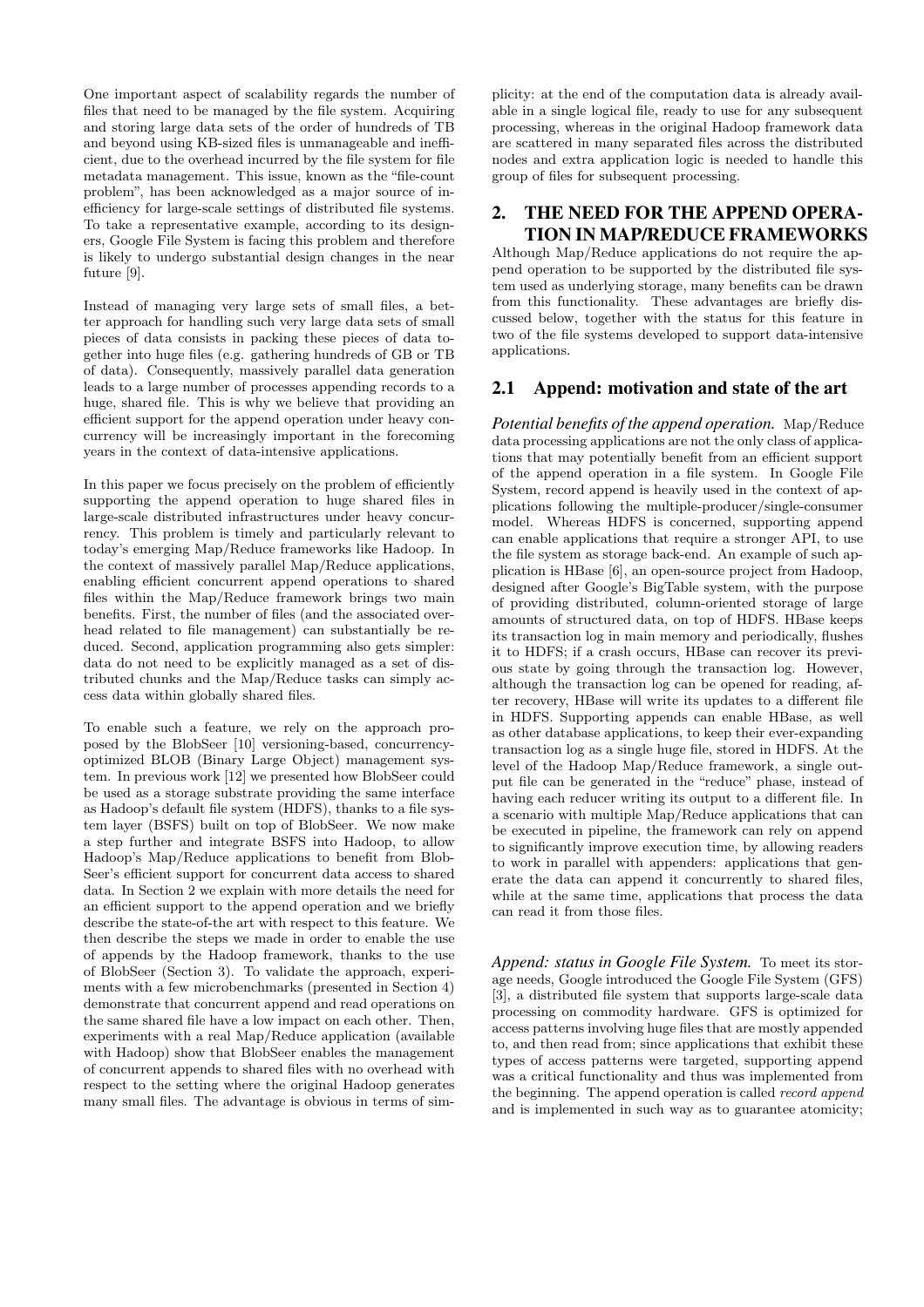One important aspect of scalability regards the number of files that need to be managed by the file system. Acquiring and storing large data sets of the order of hundreds of TB and beyond using KB-sized files is unmanageable and inefficient, due to the overhead incurred by the file system for file metadata management. This issue, known as the "file-count problem", has been acknowledged as a major source of inefficiency for large-scale settings of distributed file systems. To take a representative example, according to its designers, Google File System is facing this problem and therefore is likely to undergo substantial design changes in the near future [9].

Instead of managing very large sets of small files, a better approach for handling such very large data sets of small pieces of data consists in packing these pieces of data together into huge files (e.g. gathering hundreds of GB or TB of data). Consequently, massively parallel data generation leads to a large number of processes appending records to a huge, shared file. This is why we believe that providing an efficient support for the append operation under heavy concurrency will be increasingly important in the forecoming years in the context of data-intensive applications.

In this paper we focus precisely on the problem of efficiently supporting the append operation to huge shared files in large-scale distributed infrastructures under heavy concurrency. This problem is timely and particularly relevant to today's emerging Map/Reduce frameworks like Hadoop. In the context of massively parallel Map/Reduce applications, enabling efficient concurrent append operations to shared files within the Map/Reduce framework brings two main benefits. First, the number of files (and the associated overhead related to file management) can substantially be reduced. Second, application programming also gets simpler: data do not need to be explicitly managed as a set of distributed chunks and the Map/Reduce tasks can simply access data within globally shared files.

To enable such a feature, we rely on the approach proposed by the BlobSeer [10] versioning-based, concurrency-optimized BLOB (Binary Large Object) management system. In previous work [12] we presented how BlobSeer could be used as a storage substrate providing the same interface as Hadoop's default file system (HDFS), thanks to a file system layer (BSFS) built on top of BlobSeer. We now make a step further and integrate BSFS into Hadoop, to allow Hadoop's Map/Reduce applications to benefit from BlobSeer's efficient support for concurrent data access to shared data. In Section 2 we explain with more details the need for an efficient support to the append operation and we briefly describe the state-of-the art with respect to this feature. We then describe the steps we made in order to enable the use of appends by the Hadoop framework, thanks to the use of BlobSeer (Section 3). To validate the approach, experiments with a few microbenchmarks (presented in Section 4) demonstrate that concurrent append and read operations on the same shared file have a low impact on each other. Then, experiments with a real Map/Reduce application (available with Hadoop) show that BlobSeer enables the management of concurrent appends to shared files with no overhead with respect to the setting where the original Hadoop generates many small files. The advantage is obvious in terms of simplicity: at the end of the computation data is already available in a single logical file, ready to use for any subsequent processing, whereas in the original Hadoop framework data are scattered in many separated files across the distributed nodes and extra application logic is needed to handle this group of files for subsequent processing.

## 2. THE NEED FOR THE APPEND OPERATION IN MAP/REDUCE FRAMEWORKS

Although Map/Reduce applications do not require the append operation to be supported by the distributed file system used as underlying storage, many benefits can be drawn from this functionality. These advantages are briefly discussed below, together with the status for this feature in two of the file systems developed to support data-intensive applications.

### 2.1 Append: motivation and state of the art

***Potential benefits of the append operation.*** Map/Reduce data processing applications are not the only class of applications that may potentially benefit from an efficient support of the append operation in a file system. In Google File System, record append is heavily used in the context of applications following the multiple-producer/single-consumer model. Whereas HDFS is concerned, supporting append can enable applications that require a stronger API, to use the file system as storage back-end. An example of such application is HBase [6], an open-source project from Hadoop, designed after Google's BigTable system, with the purpose of providing distributed, column-oriented storage of large amounts of structured data, on top of HDFS. HBase keeps its transaction log in main memory and periodically, flushes it to HDFS; if a crash occurs, HBase can recover its previous state by going through the transaction log. However, although the transaction log can be opened for reading, after recovery, HBase will write its updates to a different file in HDFS. Supporting appends can enable HBase, as well as other database applications, to keep their ever-expanding transaction log as a single huge file, stored in HDFS. At the level of the Hadoop Map/Reduce framework, a single output file can be generated in the "reduce" phase, instead of having each reducer writing its output to a different file. In a scenario with multiple Map/Reduce applications that can be executed in pipeline, the framework can rely on append to significantly improve execution time, by allowing readers to work in parallel with appenders: applications that generate the data can append it concurrently to shared files, while at the same time, applications that process the data can read it from those files.

***Append: status in Google File System.*** To meet its storage needs, Google introduced the Google File System (GFS) [3], a distributed file system that supports large-scale data processing on commodity hardware. GFS is optimized for access patterns involving huge files that are mostly appended to, and then read from; since applications that exhibit these types of access patterns were targeted, supporting append was a critical functionality and thus was implemented from the beginning. The append operation is called *record append* and is implemented in such way as to guarantee atomicity;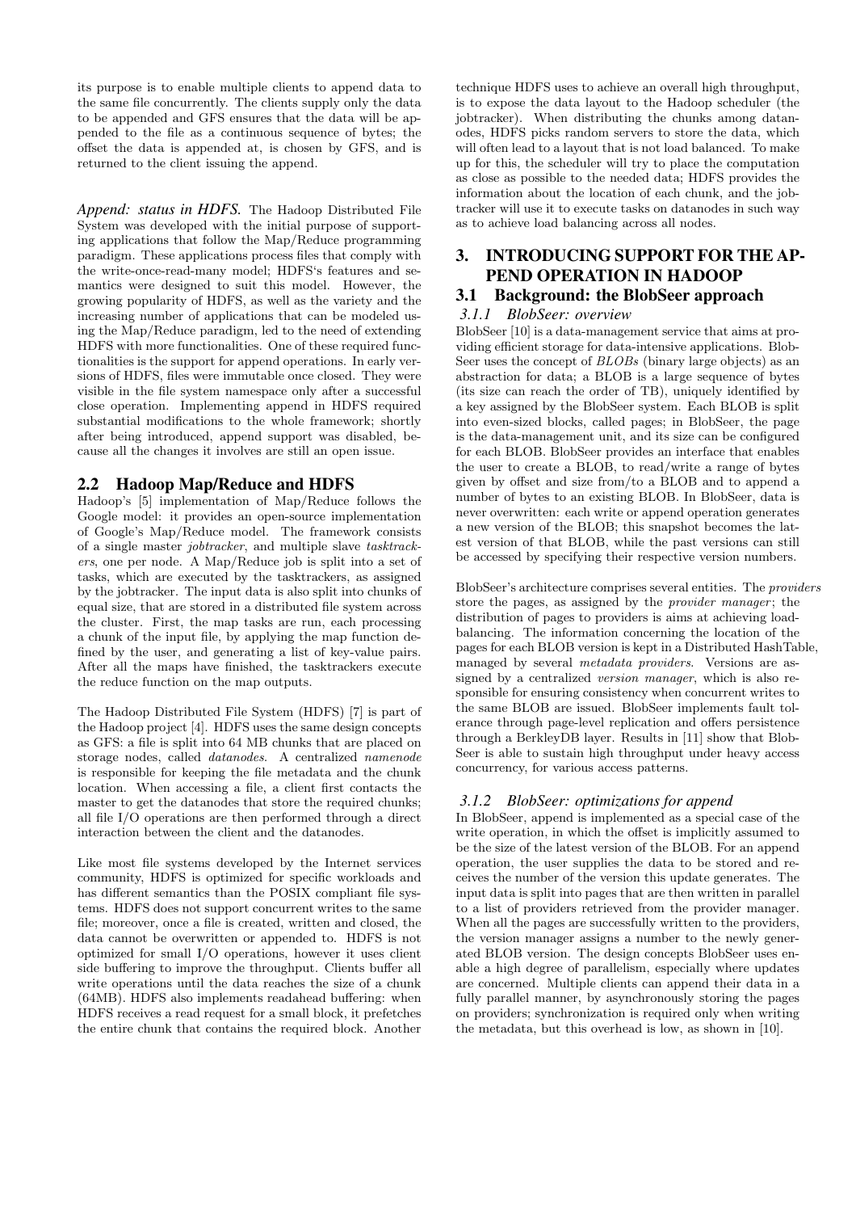its purpose is to enable multiple clients to append data to the same file concurrently. The clients supply only the data to be appended and GFS ensures that the data will be appended to the file as a continuous sequence of bytes; the offset the data is appended at, is chosen by GFS, and is returned to the client issuing the append.

***Append: status in HDFS.*** The Hadoop Distributed File System was developed with the initial purpose of supporting applications that follow the Map/Reduce programming paradigm. These applications process files that comply with the write-once-read-many model; HDFS's features and semantics were designed to suit this model. However, the growing popularity of HDFS, as well as the variety and the increasing number of applications that can be modeled using the Map/Reduce paradigm, led to the need of extending HDFS with more functionalities. One of these required functionalities is the support for append operations. In early versions of HDFS, files were immutable once closed. They were visible in the file system namespace only after a successful close operation. Implementing append in HDFS required substantial modifications to the whole framework; shortly after being introduced, append support was disabled, because all the changes it involves are still an open issue.

## 2.2 Hadoop Map/Reduce and HDFS

Hadoop's [5] implementation of Map/Reduce follows the Google model: it provides an open-source implementation of Google's Map/Reduce model. The framework consists of a single master *jobtracker*, and multiple slave *tasktrackers*, one per node. A Map/Reduce job is split into a set of tasks, which are executed by the tasktrackers, as assigned by the jobtracker. The input data is also split into chunks of equal size, that are stored in a distributed file system across the cluster. First, the map tasks are run, each processing a chunk of the input file, by applying the map function defined by the user, and generating a list of key-value pairs. After all the maps have finished, the tasktrackers execute the reduce function on the map outputs.

The Hadoop Distributed File System (HDFS) [7] is part of the Hadoop project [4]. HDFS uses the same design concepts as GFS: a file is split into 64 MB chunks that are placed on storage nodes, called *datanodes*. A centralized *namenode* is responsible for keeping the file metadata and the chunk location. When accessing a file, a client first contacts the master to get the datanodes that store the required chunks; all file I/O operations are then performed through a direct interaction between the client and the datanodes.

Like most file systems developed by the Internet services community, HDFS is optimized for specific workloads and has different semantics than the POSIX compliant file systems. HDFS does not support concurrent writes to the same file; moreover, once a file is created, written and closed, the data cannot be overwritten or appended to. HDFS is not optimized for small I/O operations, however it uses client side buffering to improve the throughput. Clients buffer all write operations until the data reaches the size of a chunk (64MB). HDFS also implements readahead buffering: when HDFS receives a read request for a small block, it prefetches the entire chunk that contains the required block. Another technique HDFS uses to achieve an overall high throughput, is to expose the data layout to the Hadoop scheduler (the jobtracker). When distributing the chunks among datanodes, HDFS picks random servers to store the data, which will often lead to a layout that is not load balanced. To make up for this, the scheduler will try to place the computation as close as possible to the needed data; HDFS provides the information about the location of each chunk, and the jobtracker will use it to execute tasks on datanodes in such way as to achieve load balancing across all nodes.

# 3. INTRODUCING SUPPORT FOR THE APPEND OPERATION IN HADOOP

## 3.1 Background: the BlobSeer approach

### *3.1.1 BlobSeer: overview*

BlobSeer [10] is a data-management service that aims at providing efficient storage for data-intensive applications. BlobSeer uses the concept of *BLOBs* (binary large objects) as an abstraction for data; a BLOB is a large sequence of bytes (its size can reach the order of TB), uniquely identified by a key assigned by the BlobSeer system. Each BLOB is split into even-sized blocks, called pages; in BlobSeer, the page is the data-management unit, and its size can be configured for each BLOB. BlobSeer provides an interface that enables the user to create a BLOB, to read/write a range of bytes given by offset and size from/to a BLOB and to append a number of bytes to an existing BLOB. In BlobSeer, data is never overwritten: each write or append operation generates a new version of the BLOB; this snapshot becomes the latest version of that BLOB, while the past versions can still be accessed by specifying their respective version numbers.

BlobSeer's architecture comprises several entities. The *providers* store the pages, as assigned by the *provider manager*; the distribution of pages to providers is aims at achieving load-balancing. The information concerning the location of the pages for each BLOB version is kept in a Distributed HashTable, managed by several *metadata providers*. Versions are assigned by a centralized *version manager*, which is also responsible for ensuring consistency when concurrent writes to the same BLOB are issued. BlobSeer implements fault tolerance through page-level replication and offers persistence through a BerkleyDB layer. Results in [11] show that BlobSeer is able to sustain high throughput under heavy access concurrency, for various access patterns.

### *3.1.2 BlobSeer: optimizations for append*

In BlobSeer, append is implemented as a special case of the write operation, in which the offset is implicitly assumed to be the size of the latest version of the BLOB. For an append operation, the user supplies the data to be stored and receives the number of the version this update generates. The input data is split into pages that are then written in parallel to a list of providers retrieved from the provider manager. When all the pages are successfully written to the providers, the version manager assigns a number to the newly generated BLOB version. The design concepts BlobSeer uses enable a high degree of parallelism, especially where updates are concerned. Multiple clients can append their data in a fully parallel manner, by asynchronously storing the pages on providers; synchronization is required only when writing the metadata, but this overhead is low, as shown in [10].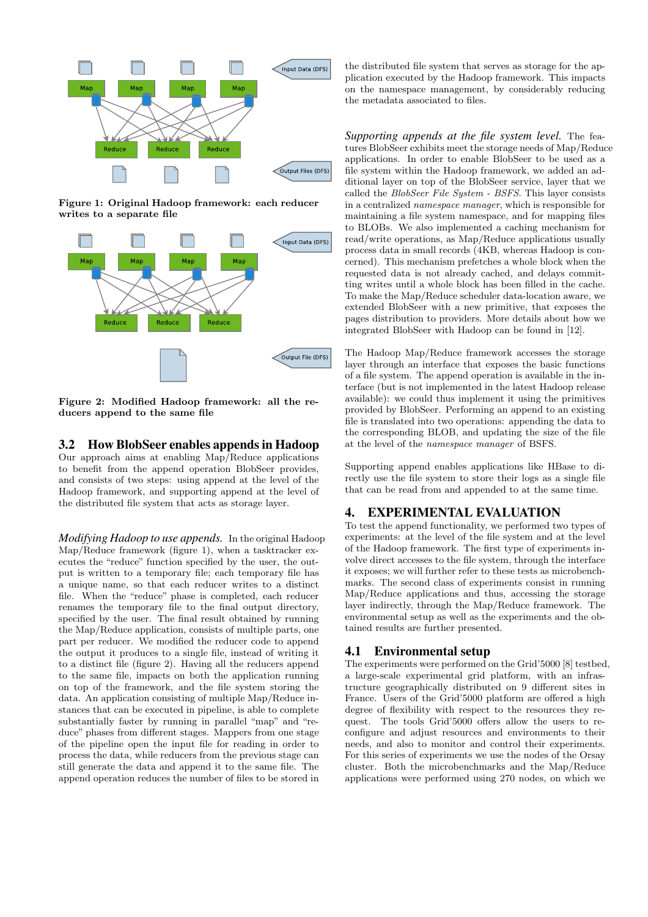**Figure 1: Original Hadoop framework: each reducer writes to a separate file**

**Figure 2: Modified Hadoop framework: all the reducers append to the same file**

## 3.2 How BlobSeer enables appends in Hadoop

Our approach aims at enabling Map/Reduce applications to benefit from the append operation BlobSeer provides, and consists of two steps: using append at the level of the Hadoop framework, and supporting append at the level of the distributed file system that acts as storage layer.

*Modifying Hadoop to use appends.* In the original Hadoop Map/Reduce framework (figure 1), when a tasktracker executes the "reduce" function specified by the user, the output is written to a temporary file; each temporary file has a unique name, so that each reducer writes to a distinct file. When the "reduce" phase is completed, each reducer renames the temporary file to the final output directory, specified by the user. The final result obtained by running the Map/Reduce application, consists of multiple parts, one part per reducer. We modified the reducer code to append the output it produces to a single file, instead of writing it to a distinct file (figure 2). Having all the reducers append to the same file, impacts on both the application running on top of the framework, and the file system storing the data. An application consisting of multiple Map/Reduce instances that can be executed in pipeline, is able to complete substantially faster by running in parallel "map" and "reduce" phases from different stages. Mappers from one stage of the pipeline open the input file for reading in order to process the data, while reducers from the previous stage can still generate the data and append it to the same file. The append operation reduces the number of files to be stored in the distributed file system that serves as storage for the application executed by the Hadoop framework. This impacts on the namespace management, by considerably reducing the metadata associated to files.

*Supporting appends at the file system level.* The features BlobSeer exhibits meet the storage needs of Map/Reduce applications. In order to enable BlobSeer to be used as a file system within the Hadoop framework, we added an additional layer on top of the BlobSeer service, layer that we called the *BlobSeer File System - BSFS*. This layer consists in a centralized *namespace manager*, which is responsible for maintaining a file system namespace, and for mapping files to BLOBs. We also implemented a caching mechanism for read/write operations, as Map/Reduce applications usually process data in small records (4KB, whereas Hadoop is concerned). This mechanism prefetches a whole block when the requested data is not already cached, and delays committing writes until a whole block has been filled in the cache. To make the Map/Reduce scheduler data-location aware, we extended BlobSeer with a new primitive, that exposes the pages distribution to providers. More details about how we integrated BlobSeer with Hadoop can be found in [12].

The Hadoop Map/Reduce framework accesses the storage layer through an interface that exposes the basic functions of a file system. The append operation is available in the interface (but is not implemented in the latest Hadoop release available): we could thus implement it using the primitives provided by BlobSeer. Performing an append to an existing file is translated into two operations: appending the data to the corresponding BLOB, and updating the size of the file at the level of the *namespace manager* of BSFS.

Supporting append enables applications like HBase to directly use the file system to store their logs as a single file that can be read from and appended to at the same time.

# 4. EXPERIMENTAL EVALUATION

To test the append functionality, we performed two types of experiments: at the level of the file system and at the level of the Hadoop framework. The first type of experiments involve direct accesses to the file system, through the interface it exposes; we will further refer to these tests as microbenchmarks. The second class of experiments consist in running Map/Reduce applications and thus, accessing the storage layer indirectly, through the Map/Reduce framework. The environmental setup as well as the experiments and the obtained results are further presented.

## 4.1 Environmental setup

The experiments were performed on the Grid'5000 [8] testbed, a large-scale experimental grid platform, with an infrastructure geographically distributed on 9 different sites in France. Users of the Grid'5000 platform are offered a high degree of flexibility with respect to the resources they request. The tools Grid'5000 offers allow the users to reconfigure and adjust resources and environments to their needs, and also to monitor and control their experiments. For this series of experiments we use the nodes of the Orsay cluster. Both the microbenchmarks and the Map/Reduce applications were performed using 270 nodes, on which we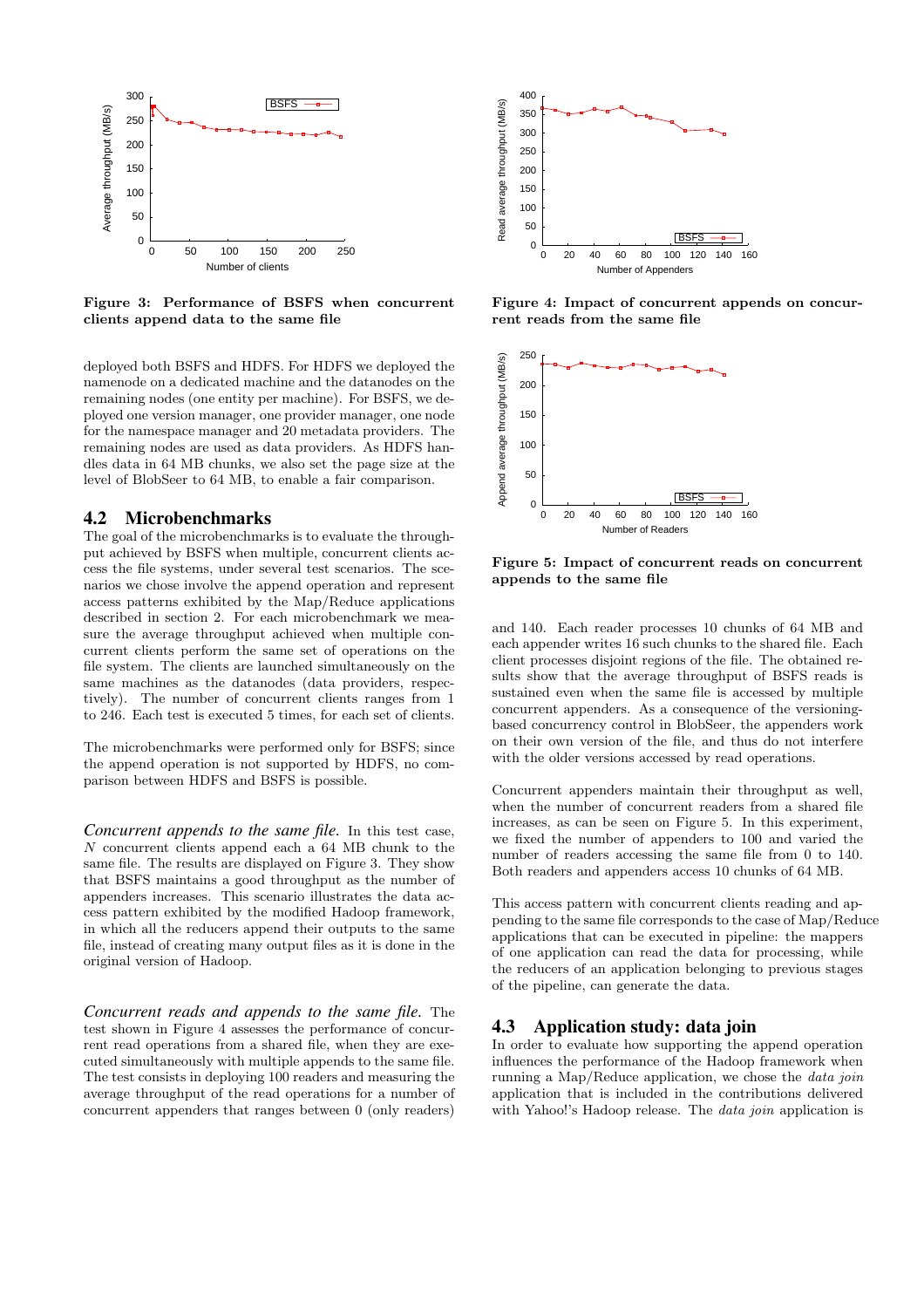Figure 3: Performance of BSFS when concurrent clients append data to the same file

deployed both BSFS and HDFS. For HDFS we deployed the namenode on a dedicated machine and the datanodes on the remaining nodes (one entity per machine). For BSFS, we deployed one version manager, one provider manager, one node for the namespace manager and 20 metadata providers. The remaining nodes are used as data providers. As HDFS handles data in 64 MB chunks, we also set the page size at the level of BlobSeer to 64 MB, to enable a fair comparison.

## 4.2 Microbenchmarks

The goal of the microbenchmarks is to evaluate the throughput achieved by BSFS when multiple, concurrent clients access the file systems, under several test scenarios. The scenarios we chose involve the append operation and represent access patterns exhibited by the Map/Reduce applications described in section 2. For each microbenchmark we measure the average throughput achieved when multiple concurrent clients perform the same set of operations on the file system. The clients are launched simultaneously on the same machines as the datanodes (data providers, respectively). The number of concurrent clients ranges from 1 to 246. Each test is executed 5 times, for each set of clients.

The microbenchmarks were performed only for BSFS; since the append operation is not supported by HDFS, no comparison between HDFS and BSFS is possible.

*Concurrent appends to the same file.* In this test case, $N$ concurrent clients append each a 64 MB chunk to the same file. The results are displayed on Figure 3. They show that BSFS maintains a good throughput as the number of appenders increases. This scenario illustrates the data access pattern exhibited by the modified Hadoop framework, in which all the reducers append their outputs to the same file, instead of creating many output files as it is done in the original version of Hadoop.

*Concurrent reads and appends to the same file.* The test shown in Figure 4 assesses the performance of concurrent read operations from a shared file, when they are executed simultaneously with multiple appends to the same file. The test consists in deploying 100 readers and measuring the average throughput of the read operations for a number of concurrent appenders that ranges between 0 (only readers) and 140. Each reader processes 10 chunks of 64 MB and each appender writes 16 such chunks to the shared file. Each client processes disjoint regions of the file. The obtained results show that the average throughput of BSFS reads is sustained even when the same file is accessed by multiple concurrent appenders. As a consequence of the versioning-based concurrency control in BlobSeer, the appenders work on their own version of the file, and thus do not interfere with the older versions accessed by read operations.

Figure 4: Impact of concurrent appends on concurrent reads from the same file

Figure 5: Impact of concurrent reads on concurrent appends to the same file

Concurrent appenders maintain their throughput as well, when the number of concurrent readers from a shared file increases, as can be seen on Figure 5. In this experiment, we fixed the number of appenders to 100 and varied the number of readers accessing the same file from 0 to 140. Both readers and appenders access 10 chunks of 64 MB.

This access pattern with concurrent clients reading and appending to the same file corresponds to the case of Map/Reduce applications that can be executed in pipeline: the mappers of one application can read the data for processing, while the reducers of an application belonging to previous stages of the pipeline, can generate the data.

## 4.3 Application study: data join

In order to evaluate how supporting the append operation influences the performance of the Hadoop framework when running a Map/Reduce application, we chose the *data join* application that is included in the contributions delivered with Yahoo!'s Hadoop release. The *data join* application is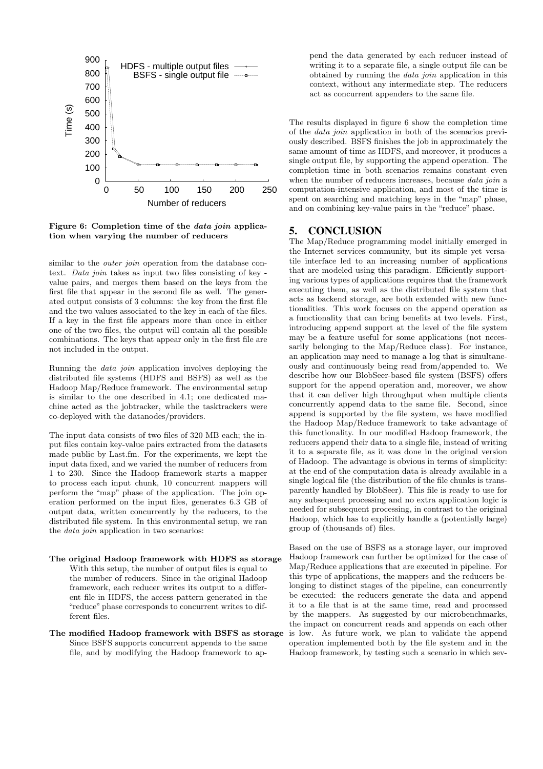Figure 6: Completion time of the *data join* application when varying the number of reducers

similar to the *outer join* operation from the database context. *Data join* takes as input two files consisting of key - value pairs, and merges them based on the keys from the first file that appear in the second file as well. The generated output consists of 3 columns: the key from the first file and the two values associated to the key in each of the files. If a key in the first file appears more than once in either one of the two files, the output will contain all the possible combinations. The keys that appear only in the first file are not included in the output.

Running the *data join* application involves deploying the distributed file systems (HDFS and BSFS) as well as the Hadoop Map/Reduce framework. The environmental setup is similar to the one described in 4.1; one dedicated machine acted as the jobtracker, while the tasktrackers were co-deployed with the datanodes/providers.

The input data consists of two files of 320 MB each; the input files contain key-value pairs extracted from the datasets made public by Last.fm. For the experiments, we kept the input data fixed, and we varied the number of reducers from 1 to 230. Since the Hadoop framework starts a mapper to process each input chunk, 10 concurrent mappers will perform the "map" phase of the application. The join operation performed on the input files, generates 6.3 GB of output data, written concurrently by the reducers, to the distributed file system. In this environmental setup, we ran the *data join* application in two scenarios:

**The original Hadoop framework with HDFS as storage** With this setup, the number of output files is equal to the number of reducers. Since in the original Hadoop framework, each reducer writes its output to a different file in HDFS, the access pattern generated in the "reduce" phase corresponds to concurrent writes to different files.

**The modified Hadoop framework with BSFS as storage** Since BSFS supports concurrent appends to the same file, and by modifying the Hadoop framework to append the data generated by each reducer instead of writing it to a separate file, a single output file can be obtained by running the *data join* application in this context, without any intermediate step. The reducers act as concurrent appenders to the same file.

The results displayed in figure 6 show the completion time of the *data join* application in both of the scenarios previously described. BSFS finishes the job in approximately the same amount of time as HDFS, and moreover, it produces a single output file, by supporting the append operation. The completion time in both scenarios remains constant even when the number of reducers increases, because *data join* a computation-intensive application, and most of the time is spent on searching and matching keys in the "map" phase, and on combining key-value pairs in the "reduce" phase.

## 5. CONCLUSION

The Map/Reduce programming model initially emerged in the Internet services community, but its simple yet versatile interface led to an increasing number of applications that are modeled using this paradigm. Efficiently supporting various types of applications requires that the framework executing them, as well as the distributed file system that acts as backend storage, are both extended with new functionalities. This work focuses on the append operation as a functionality that can bring benefits at two levels. First, introducing append support at the level of the file system may be a feature useful for some applications (not necessarily belonging to the Map/Reduce class). For instance, an application may need to manage a log that is simultaneously and continuously being read from/appended to. We describe how our BlobSeer-based file system (BSFS) offers support for the append operation and, moreover, we show that it can deliver high throughput when multiple clients concurrently append data to the same file. Second, since append is supported by the file system, we have modified the Hadoop Map/Reduce framework to take advantage of this functionality. In our modified Hadoop framework, the reducers append their data to a single file, instead of writing it to a separate file, as it was done in the original version of Hadoop. The advantage is obvious in terms of simplicity: at the end of the computation data is already available in a single logical file (the distribution of the file chunks is transparently handled by BlobSeer). This file is ready to use for any subsequent processing and no extra application logic is needed for subsequent processing, in contrast to the original Hadoop, which has to explicitly handle a (potentially large) group of (thousands of) files.

Based on the use of BSFS as a storage layer, our improved Hadoop framework can further be optimized for the case of Map/Reduce applications that are executed in pipeline. For this type of applications, the mappers and the reducers belonging to distinct stages of the pipeline, can concurrently be executed: the reducers generate the data and append it to a file that is at the same time, read and processed by the mappers. As suggested by our microbenchmarks, the impact on concurrent reads and appends on each other is low. As future work, we plan to validate the append operation implemented both by the file system and in the Hadoop framework, by testing such a scenario in which sev-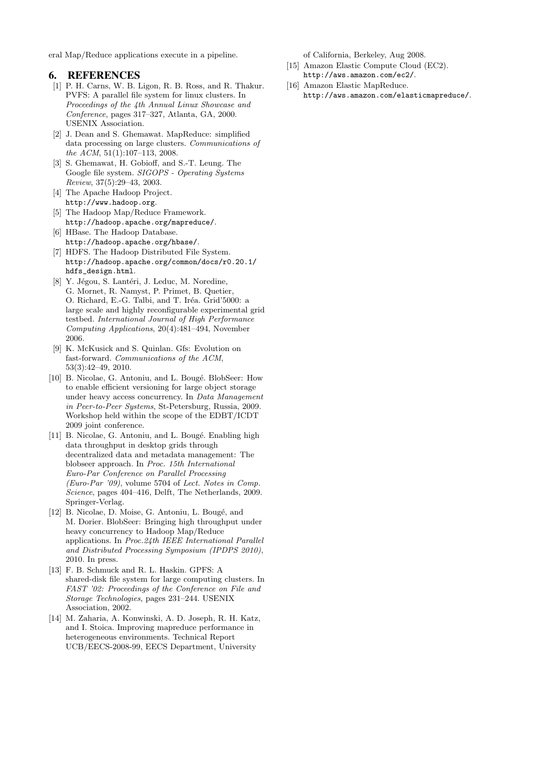eral Map/Reduce applications execute in a pipeline.

# 6. REFERENCES

[1] P. H. Carns, W. B. Ligon, R. B. Ross, and R. Thakur. PVFS: A parallel file system for linux clusters. In *Proceedings of the 4th Annual Linux Showcase and Conference*, pages 317–327, Atlanta, GA, 2000. USENIX Association.

[2] J. Dean and S. Ghemawat. MapReduce: simplified data processing on large clusters. *Communications of the ACM*, 51(1):107–113, 2008.

[3] S. Ghemawat, H. Gobioff, and S.-T. Leung. The Google file system. *SIGOPS - Operating Systems Review*, 37(5):29–43, 2003.

[4] The Apache Hadoop Project. `http://www.hadoop.org`.

[5] The Hadoop Map/Reduce Framework. `http://hadoop.apache.org/mapreduce/`.

[6] HBase. The Hadoop Database. `http://hadoop.apache.org/hbase/`.

[7] HDFS. The Hadoop Distributed File System. `http://hadoop.apache.org/common/docs/r0.20.1/hdfs_design.html`.

[8] Y. Jégou, S. Lantéri, J. Leduc, M. Noredine, G. Mornet, R. Namyst, P. Primet, B. Quetier, O. Richard, E.-G. Talbi, and T. Iréa. Grid'5000: a large scale and highly reconfigurable experimental grid testbed. *International Journal of High Performance Computing Applications*, 20(4):481–494, November 2006.

[9] K. McKusick and S. Quinlan. Gfs: Evolution on fast-forward. *Communications of the ACM*, 53(3):42–49, 2010.

[10] B. Nicolae, G. Antoniu, and L. Bougé. BlobSeer: How to enable efficient versioning for large object storage under heavy access concurrency. In *Data Management in Peer-to-Peer Systems*, St-Petersburg, Russia, 2009. Workshop held within the scope of the EDBT/ICDT 2009 joint conference.

[11] B. Nicolae, G. Antoniu, and L. Bougé. Enabling high data throughput in desktop grids through decentralized data and metadata management: The blobseer approach. In *Proc. 15th International Euro-Par Conference on Parallel Processing (Euro-Par '09)*, volume 5704 of *Lect. Notes in Comp. Science*, pages 404–416, Delft, The Netherlands, 2009. Springer-Verlag.

[12] B. Nicolae, D. Moise, G. Antoniu, L. Bougé, and M. Dorier. BlobSeer: Bringing high throughput under heavy concurrency to Hadoop Map/Reduce applications. In *Proc.24th IEEE International Parallel and Distributed Processing Symposium (IPDPS 2010)*, 2010. In press.

[13] F. B. Schmuck and R. L. Haskin. GPFS: A shared-disk file system for large computing clusters. In *FAST '02: Proceedings of the Conference on File and Storage Technologies*, pages 231–244. USENIX Association, 2002.

[14] M. Zaharia, A. Konwinski, A. D. Joseph, R. H. Katz, and I. Stoica. Improving mapreduce performance in heterogeneous environments. Technical Report UCB/EECS-2008-99, EECS Department, University of California, Berkeley, Aug 2008.

[15] Amazon Elastic Compute Cloud (EC2). `http://aws.amazon.com/ec2/`.

[16] Amazon Elastic MapReduce. `http://aws.amazon.com/elasticmapreduce/`.